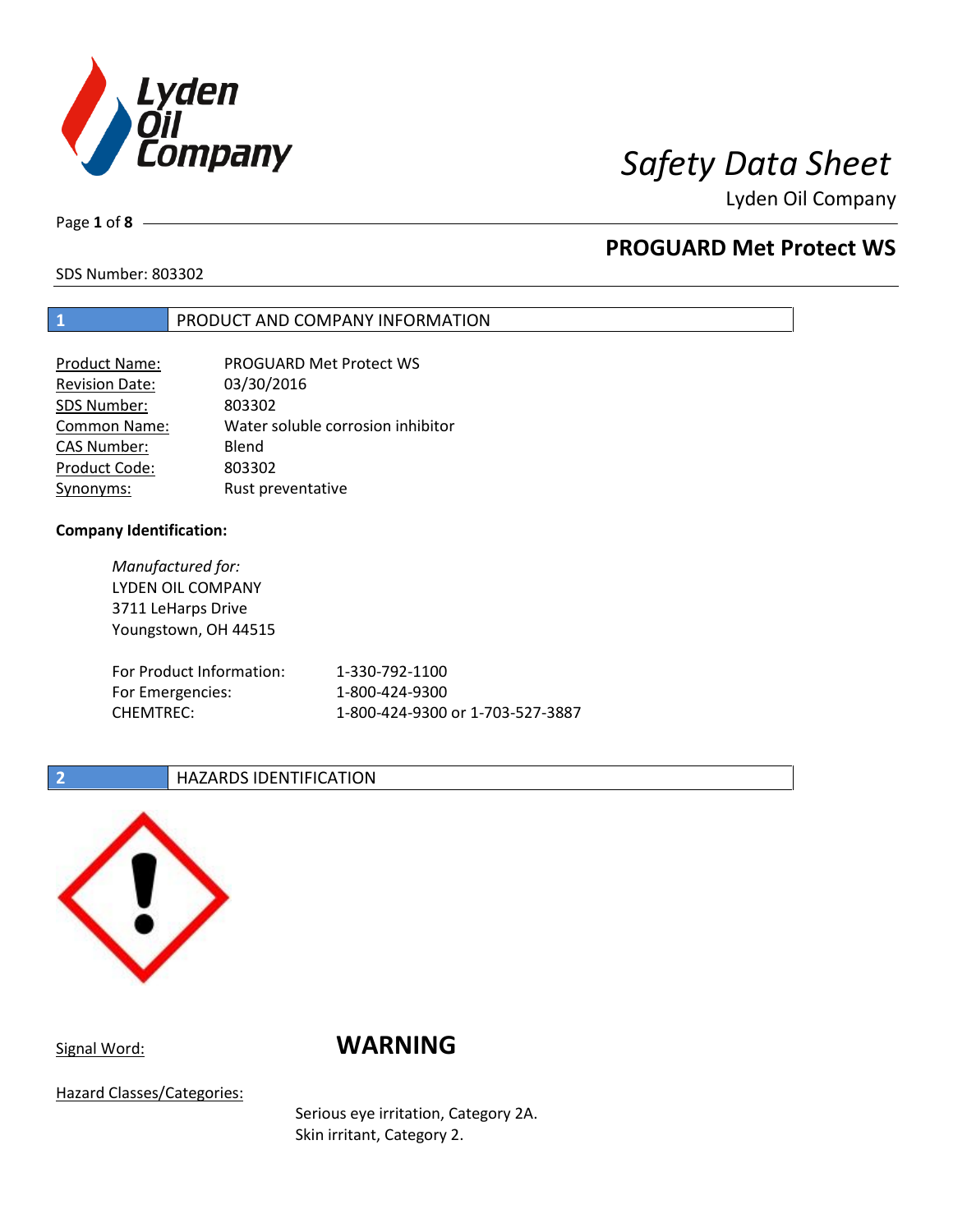# Safety Data Sheet

Lyden Oil Company

## PROGUARD Met Protect WS

SDS Number: 803302

## 1 PRODUCT AND COMPANY INFORMATION

| | |
|---|---|
| Product Name: | PROGUARD Met Protect WS |
| Revision Date: | 03/30/2016 |
| SDS Number: | 803302 |
| Common Name: | Water soluble corrosion inhibitor |
| CAS Number: | Blend |
| Product Code: | 803302 |
| Synonyms: | Rust preventative |

**Company Identification:**

*Manufactured for:*
LYDEN OIL COMPANY
3711 LeHarps Drive
Youngstown, OH 44515

| | |
|---|---|
| For Product Information: | 1-330-792-1100 |
| For Emergencies: | 1-800-424-9300 |
| CHEMTREC: | 1-800-424-9300 or 1-703-527-3887 |

## 2 HAZARDS IDENTIFICATION

Signal Word: **WARNING**

Hazard Classes/Categories:

Serious eye irritation, Category 2A.
Skin irritant, Category 2.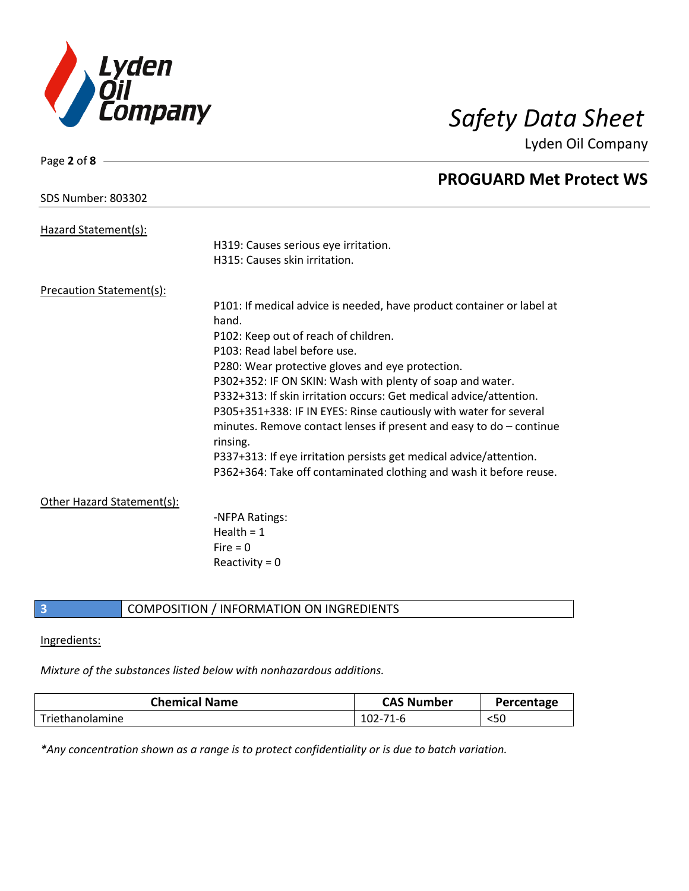Hazard Statement(s):

H319: Causes serious eye irritation.
H315: Causes skin irritation.

Precaution Statement(s):

P101: If medical advice is needed, have product container or label at hand.
P102: Keep out of reach of children.
P103: Read label before use.
P280: Wear protective gloves and eye protection.
P302+352: IF ON SKIN: Wash with plenty of soap and water.
P332+313: If skin irritation occurs: Get medical advice/attention.
P305+351+338: IF IN EYES: Rinse cautiously with water for several minutes. Remove contact lenses if present and easy to do – continue rinsing.
P337+313: If eye irritation persists get medical advice/attention.
P362+364: Take off contaminated clothing and wash it before reuse.

Other Hazard Statement(s):

-NFPA Ratings:
Health = 1
Fire = 0
Reactivity = 0

## 3 COMPOSITION / INFORMATION ON INGREDIENTS

Ingredients:

*Mixture of the substances listed below with nonhazardous additions.*

| Chemical Name | CAS Number | Percentage |
|---|---|---|
| Triethanolamine | 102-71-6 | <50 |

*\*Any concentration shown as a range is to protect confidentiality or is due to batch variation.*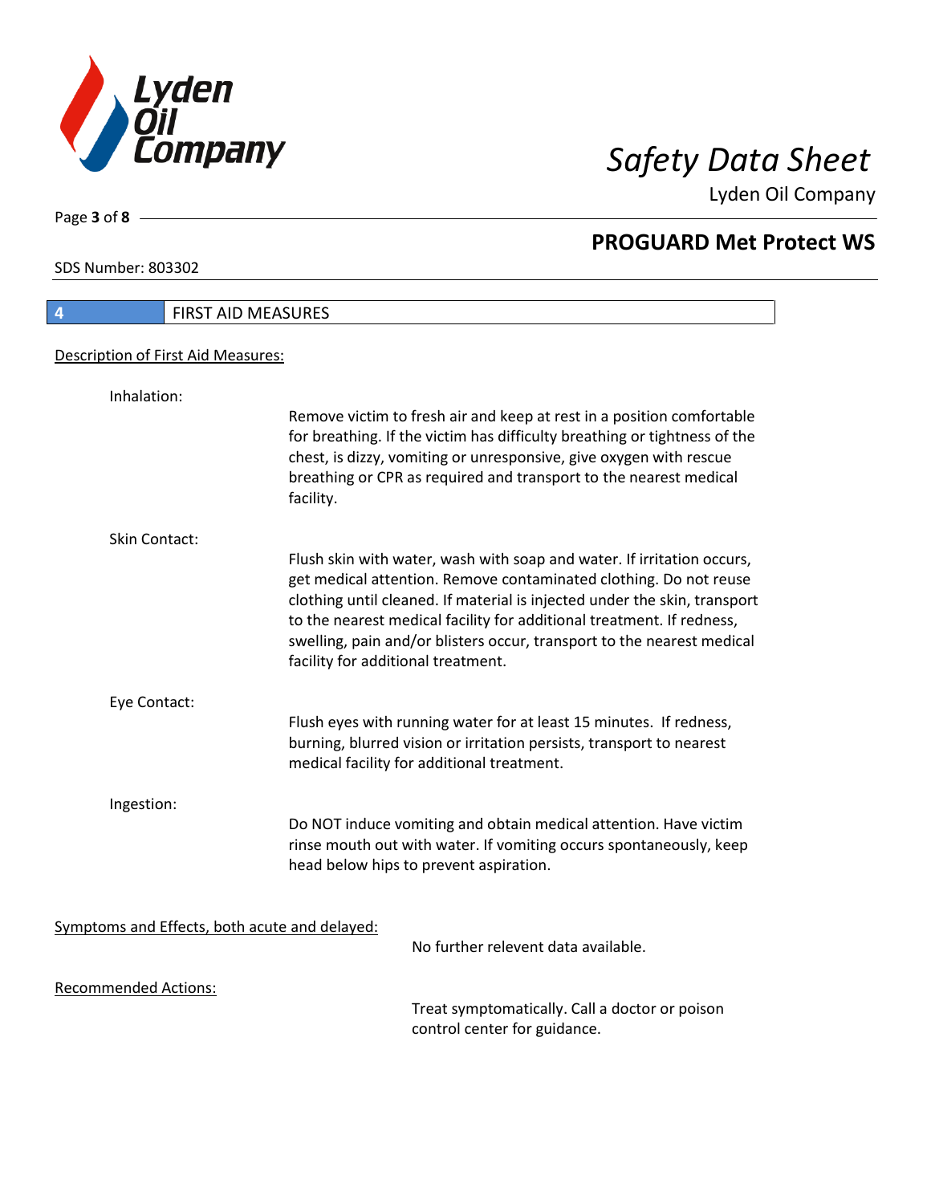## 4 FIRST AID MEASURES

Description of First Aid Measures:

Inhalation:

Remove victim to fresh air and keep at rest in a position comfortable for breathing. If the victim has difficulty breathing or tightness of the chest, is dizzy, vomiting or unresponsive, give oxygen with rescue breathing or CPR as required and transport to the nearest medical facility.

Skin Contact:

Flush skin with water, wash with soap and water. If irritation occurs, get medical attention. Remove contaminated clothing. Do not reuse clothing until cleaned. If material is injected under the skin, transport to the nearest medical facility for additional treatment. If redness, swelling, pain and/or blisters occur, transport to the nearest medical facility for additional treatment.

Eye Contact:

Flush eyes with running water for at least 15 minutes. If redness, burning, blurred vision or irritation persists, transport to nearest medical facility for additional treatment.

Ingestion:

Do NOT induce vomiting and obtain medical attention. Have victim rinse mouth out with water. If vomiting occurs spontaneously, keep head below hips to prevent aspiration.

Symptoms and Effects, both acute and delayed:

No further relevent data available.

Recommended Actions:

Treat symptomatically. Call a doctor or poison control center for guidance.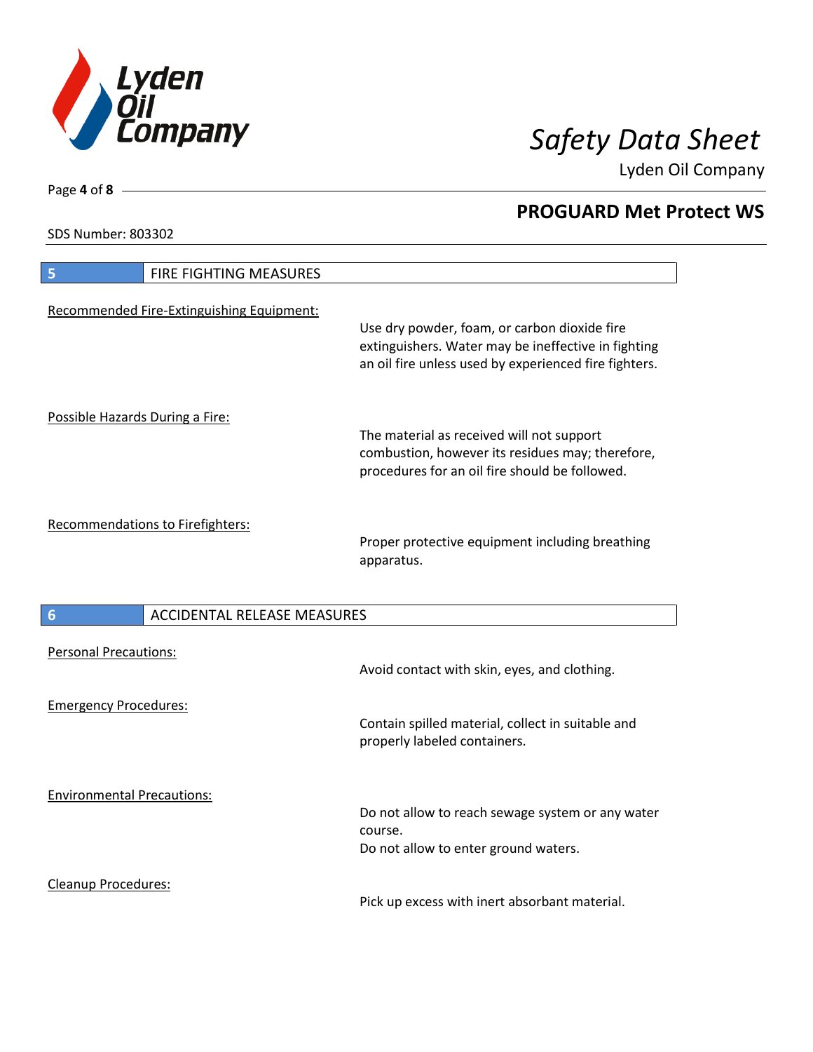## 5 FIRE FIGHTING MEASURES

Recommended Fire-Extinguishing Equipment:

Use dry powder, foam, or carbon dioxide fire extinguishers. Water may be ineffective in fighting an oil fire unless used by experienced fire fighters.

Possible Hazards During a Fire:

The material as received will not support combustion, however its residues may; therefore, procedures for an oil fire should be followed.

Recommendations to Firefighters:

Proper protective equipment including breathing apparatus.

## 6 ACCIDENTAL RELEASE MEASURES

Personal Precautions:

Avoid contact with skin, eyes, and clothing.

Emergency Procedures:

Contain spilled material, collect in suitable and properly labeled containers.

Environmental Precautions:

Do not allow to reach sewage system or any water course.
Do not allow to enter ground waters.

Cleanup Procedures:

Pick up excess with inert absorbant material.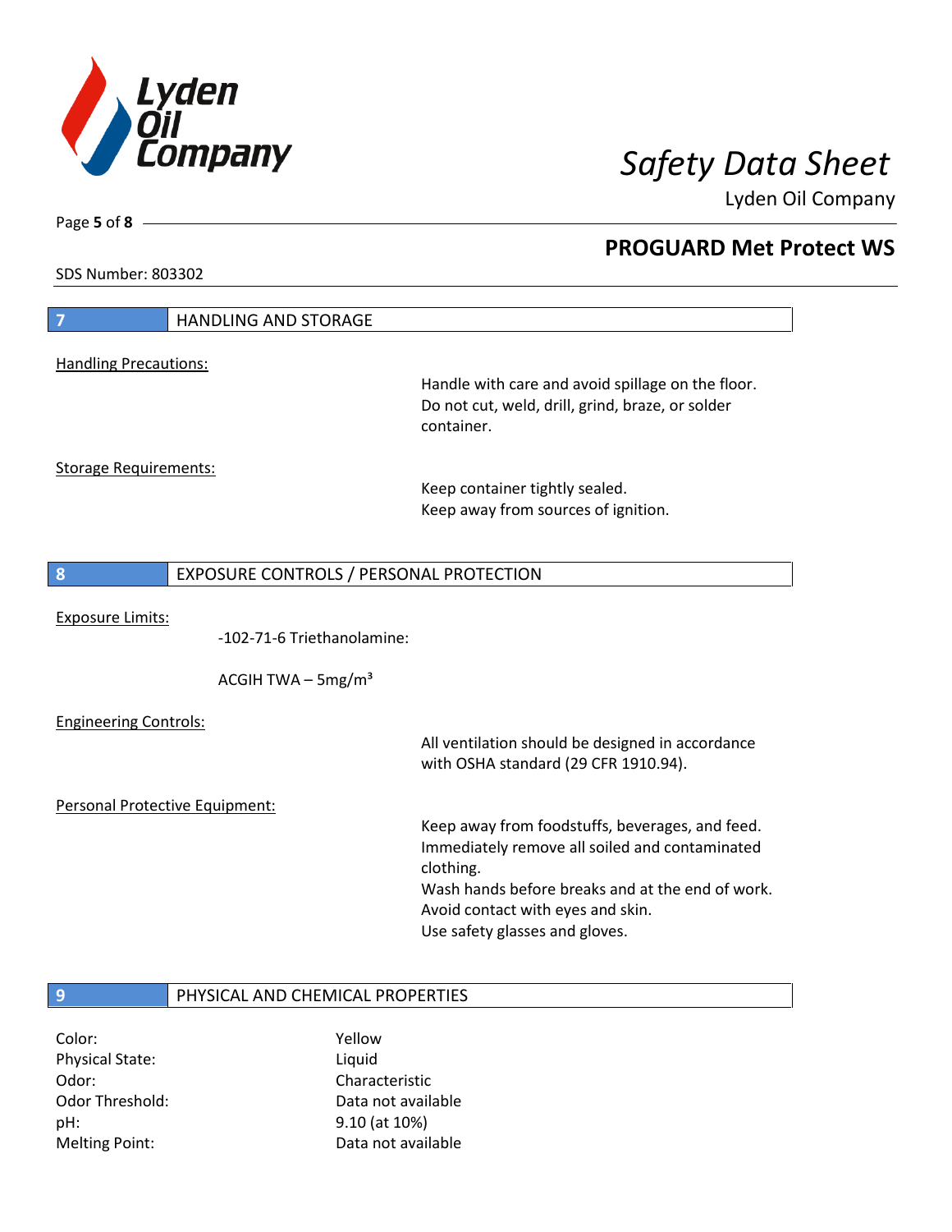SDS Number: 803302

## 7 HANDLING AND STORAGE

Handling Precautions:

Handle with care and avoid spillage on the floor.
Do not cut, weld, drill, grind, braze, or solder container.

Storage Requirements:

Keep container tightly sealed.
Keep away from sources of ignition.

## 8 EXPOSURE CONTROLS / PERSONAL PROTECTION

Exposure Limits:

-102-71-6 Triethanolamine:

ACGIH TWA – 5mg/m³

Engineering Controls:

All ventilation should be designed in accordance with OSHA standard (29 CFR 1910.94).

Personal Protective Equipment:

Keep away from foodstuffs, beverages, and feed.
Immediately remove all soiled and contaminated clothing.
Wash hands before breaks and at the end of work.
Avoid contact with eyes and skin.
Use safety glasses and gloves.

## 9 PHYSICAL AND CHEMICAL PROPERTIES

| | |
|---|---|
| Color: | Yellow |
| Physical State: | Liquid |
| Odor: | Characteristic |
| Odor Threshold: | Data not available |
| pH: | 9.10 (at 10%) |
| Melting Point: | Data not available |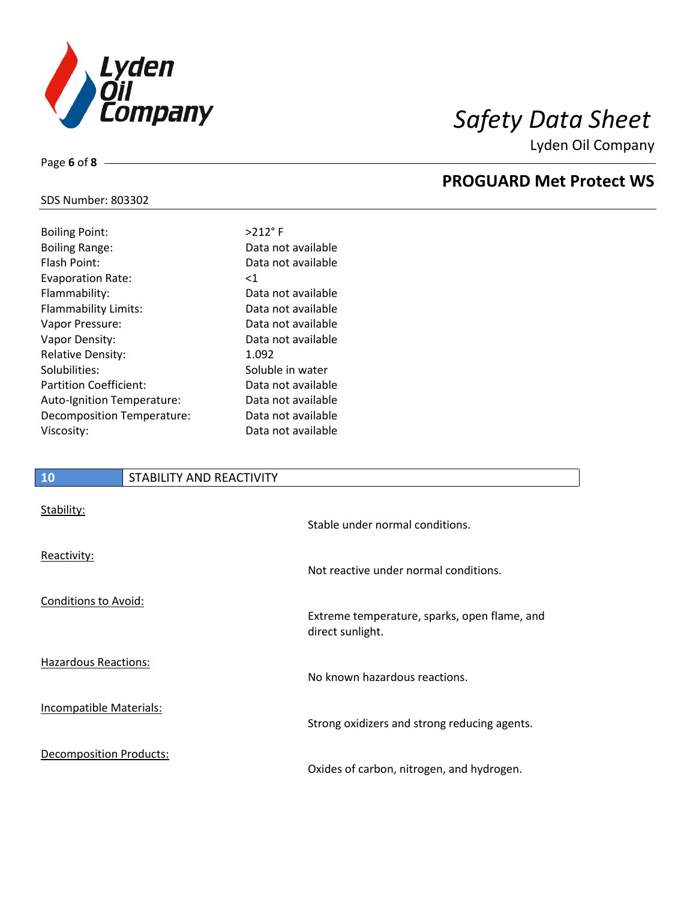| | |
|---|---|
| Boiling Point: | >212° F |
| Boiling Range: | Data not available |
| Flash Point: | Data not available |
| Evaporation Rate: | <1 |
| Flammability: | Data not available |
| Flammability Limits: | Data not available |
| Vapor Pressure: | Data not available |
| Vapor Density: | Data not available |
| Relative Density: | 1.092 |
| Solubilities: | Soluble in water |
| Partition Coefficient: | Data not available |
| Auto-Ignition Temperature: | Data not available |
| Decomposition Temperature: | Data not available |
| Viscosity: | Data not available |

## 10 STABILITY AND REACTIVITY

Stability:

Stable under normal conditions.

Reactivity:

Not reactive under normal conditions.

Conditions to Avoid:

Extreme temperature, sparks, open flame, and direct sunlight.

Hazardous Reactions:

No known hazardous reactions.

Incompatible Materials:

Strong oxidizers and strong reducing agents.

Decomposition Products:

Oxides of carbon, nitrogen, and hydrogen.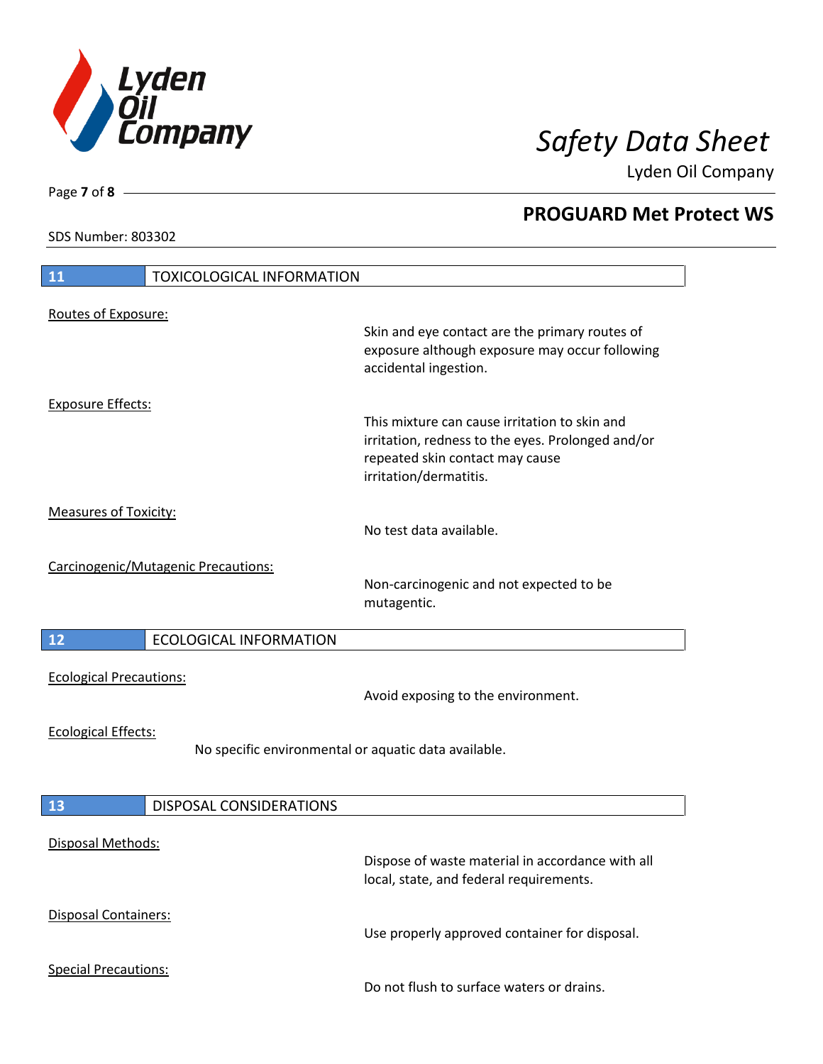## 11 TOXICOLOGICAL INFORMATION

Routes of Exposure:

Skin and eye contact are the primary routes of exposure although exposure may occur following accidental ingestion.

Exposure Effects:

This mixture can cause irritation to skin and irritation, redness to the eyes. Prolonged and/or repeated skin contact may cause irritation/dermatitis.

Measures of Toxicity:

No test data available.

Carcinogenic/Mutagenic Precautions:

Non-carcinogenic and not expected to be mutagentic.

## 12 ECOLOGICAL INFORMATION

Ecological Precautions:

Avoid exposing to the environment.

Ecological Effects:

No specific environmental or aquatic data available.

## 13 DISPOSAL CONSIDERATIONS

Disposal Methods:

Dispose of waste material in accordance with all local, state, and federal requirements.

Disposal Containers:

Use properly approved container for disposal.

Special Precautions:

Do not flush to surface waters or drains.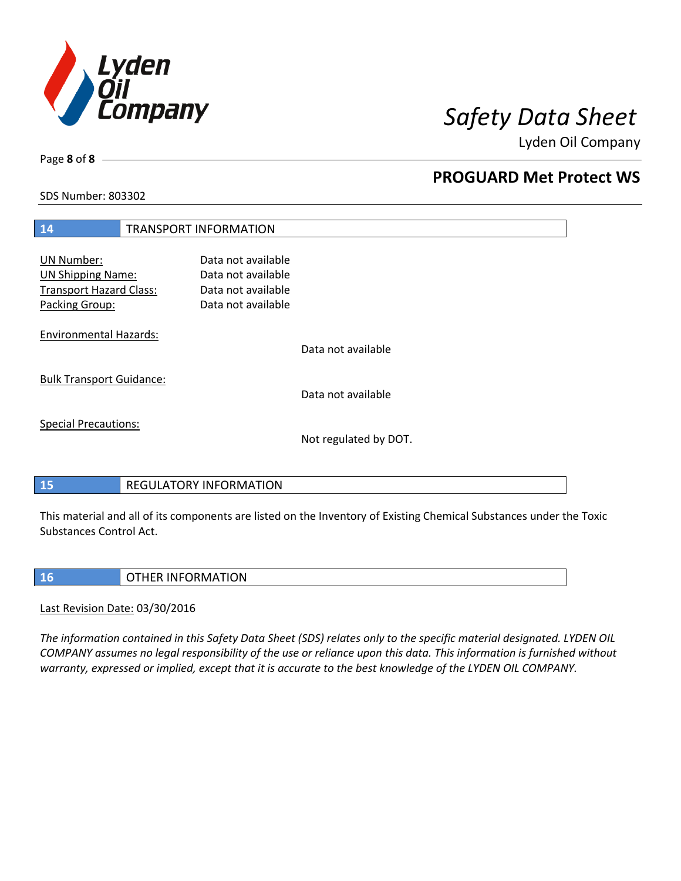## 14 TRANSPORT INFORMATION

UN Number: Data not available

UN Shipping Name: Data not available

Transport Hazard Class: Data not available

Packing Group: Data not available

Environmental Hazards: Data not available

Bulk Transport Guidance: Data not available

Special Precautions: Not regulated by DOT.

## 15 REGULATORY INFORMATION

This material and all of its components are listed on the Inventory of Existing Chemical Substances under the Toxic Substances Control Act.

## 16 OTHER INFORMATION

Last Revision Date: 03/30/2016

*The information contained in this Safety Data Sheet (SDS) relates only to the specific material designated. LYDEN OIL COMPANY assumes no legal responsibility of the use or reliance upon this data. This information is furnished without warranty, expressed or implied, except that it is accurate to the best knowledge of the LYDEN OIL COMPANY.*